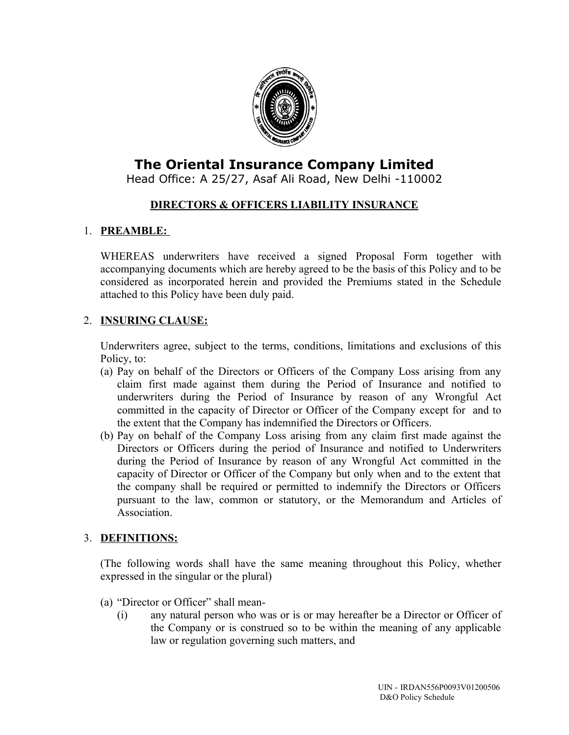# The Oriental Insurance Company Limited

Head Office: A 25/27, Asaf Ali Road, New Delhi -110002

## DIRECTORS & OFFICERS LIABILITY INSURANCE

1. **PREAMBLE:**

   WHEREAS underwriters have received a signed Proposal Form together with accompanying documents which are hereby agreed to be the basis of this Policy and to be considered as incorporated herein and provided the Premiums stated in the Schedule attached to this Policy have been duly paid.

2. **INSURING CLAUSE:**

   Underwriters agree, subject to the terms, conditions, limitations and exclusions of this Policy, to:

   (a) Pay on behalf of the Directors or Officers of the Company Loss arising from any claim first made against them during the Period of Insurance and notified to underwriters during the Period of Insurance by reason of any Wrongful Act committed in the capacity of Director or Officer of the Company except for and to the extent that the Company has indemnified the Directors or Officers.

   (b) Pay on behalf of the Company Loss arising from any claim first made against the Directors or Officers during the period of Insurance and notified to Underwriters during the Period of Insurance by reason of any Wrongful Act committed in the capacity of Director or Officer of the Company but only when and to the extent that the company shall be required or permitted to indemnify the Directors or Officers pursuant to the law, common or statutory, or the Memorandum and Articles of Association.

3. **DEFINITIONS:**

   (The following words shall have the same meaning throughout this Policy, whether expressed in the singular or the plural)

   (a) "Director or Officer" shall mean-

      (i) any natural person who was or is or may hereafter be a Director or Officer of the Company or is construed so to be within the meaning of any applicable law or regulation governing such matters, and

UIN - IRDAN556P0093V01200506
D&O Policy Schedule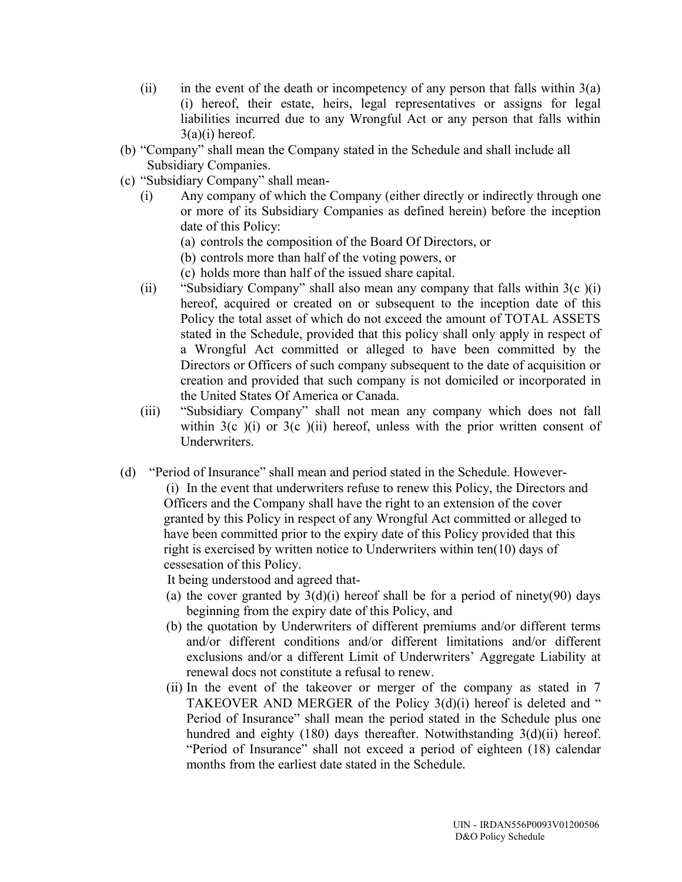(ii) in the event of the death or incompetency of any person that falls within 3(a)(i) hereof, their estate, heirs, legal representatives or assigns for legal liabilities incurred due to any Wrongful Act or any person that falls within 3(a)(i) hereof.

(b) "Company" shall mean the Company stated in the Schedule and shall include all Subsidiary Companies.

(c) "Subsidiary Company" shall mean-

(i) Any company of which the Company (either directly or indirectly through one or more of its Subsidiary Companies as defined herein) before the inception date of this Policy:

(a) controls the composition of the Board Of Directors, or
(b) controls more than half of the voting powers, or
(c) holds more than half of the issued share capital.

(ii) "Subsidiary Company" shall also mean any company that falls within 3(c )(i) hereof, acquired or created on or subsequent to the inception date of this Policy the total asset of which do not exceed the amount of TOTAL ASSETS stated in the Schedule, provided that this policy shall only apply in respect of a Wrongful Act committed or alleged to have been committed by the Directors or Officers of such company subsequent to the date of acquisition or creation and provided that such company is not domiciled or incorporated in the United States Of America or Canada.

(iii) "Subsidiary Company" shall not mean any company which does not fall within 3(c )(i) or 3(c )(ii) hereof, unless with the prior written consent of Underwriters.

(d) "Period of Insurance" shall mean and period stated in the Schedule. However-

(i) In the event that underwriters refuse to renew this Policy, the Directors and Officers and the Company shall have the right to an extension of the cover granted by this Policy in respect of any Wrongful Act committed or alleged to have been committed prior to the expiry date of this Policy provided that this right is exercised by written notice to Underwriters within ten(10) days of cessesation of this Policy.

It being understood and agreed that-

(a) the cover granted by 3(d)(i) hereof shall be for a period of ninety(90) days beginning from the expiry date of this Policy, and
(b) the quotation by Underwriters of different premiums and/or different terms and/or different conditions and/or different limitations and/or different exclusions and/or a different Limit of Underwriters' Aggregate Liability at renewal docs not constitute a refusal to renew.

(ii) In the event of the takeover or merger of the company as stated in 7 TAKEOVER AND MERGER of the Policy 3(d)(i) hereof is deleted and " Period of Insurance" shall mean the period stated in the Schedule plus one hundred and eighty (180) days thereafter. Notwithstanding 3(d)(ii) hereof. "Period of Insurance" shall not exceed a period of eighteen (18) calendar months from the earliest date stated in the Schedule.

UIN - IRDAN556P0093V01200506
D&O Policy Schedule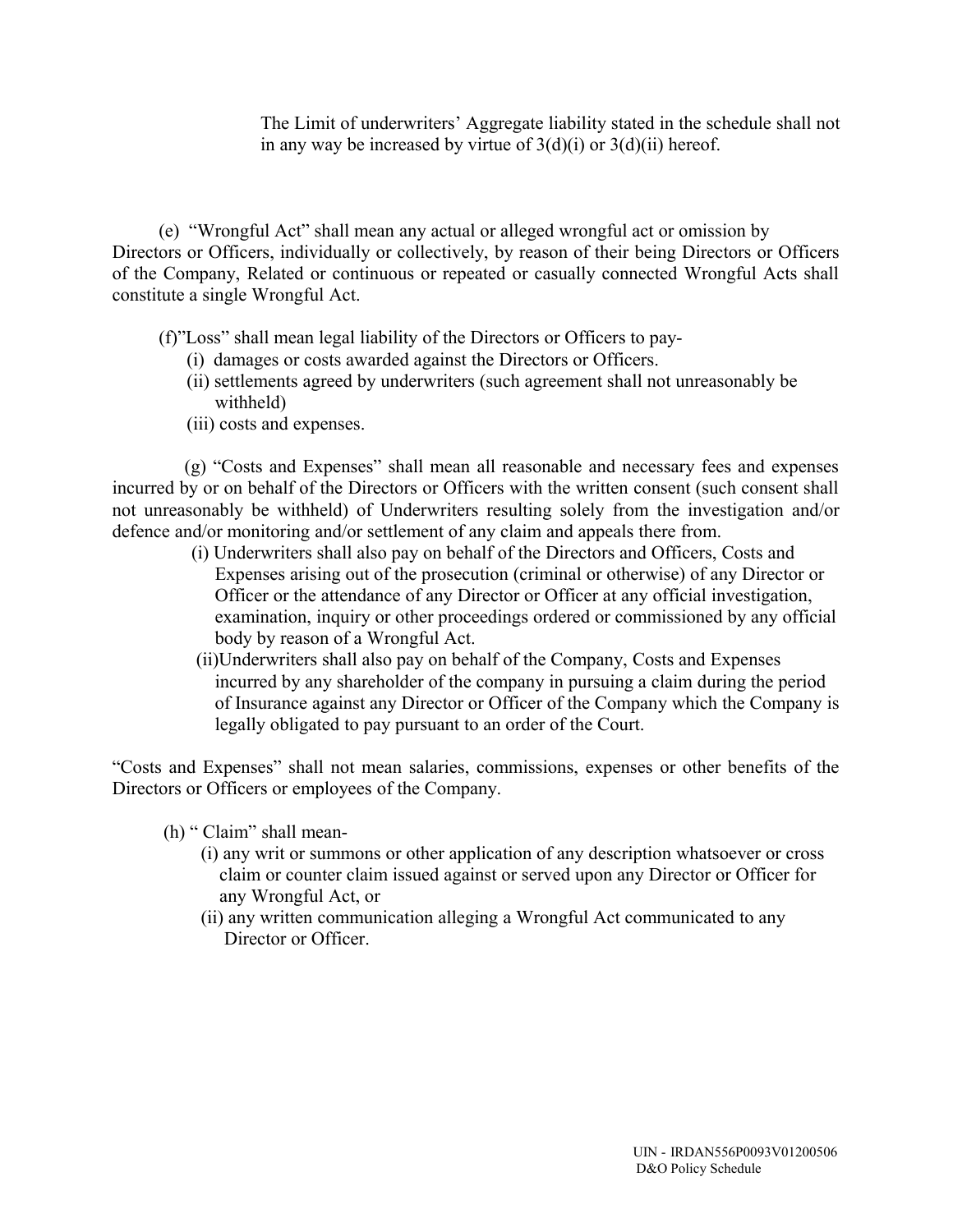The Limit of underwriters' Aggregate liability stated in the schedule shall not in any way be increased by virtue of 3(d)(i) or 3(d)(ii) hereof.

(e) "Wrongful Act" shall mean any actual or alleged wrongful act or omission by Directors or Officers, individually or collectively, by reason of their being Directors or Officers of the Company, Related or continuous or repeated or casually connected Wrongful Acts shall constitute a single Wrongful Act.

(f)"Loss" shall mean legal liability of the Directors or Officers to pay-

(i) damages or costs awarded against the Directors or Officers.

(ii) settlements agreed by underwriters (such agreement shall not unreasonably be withheld)

(iii) costs and expenses.

(g) "Costs and Expenses" shall mean all reasonable and necessary fees and expenses incurred by or on behalf of the Directors or Officers with the written consent (such consent shall not unreasonably be withheld) of Underwriters resulting solely from the investigation and/or defence and/or monitoring and/or settlement of any claim and appeals there from.

(i) Underwriters shall also pay on behalf of the Directors and Officers, Costs and Expenses arising out of the prosecution (criminal or otherwise) of any Director or Officer or the attendance of any Director or Officer at any official investigation, examination, inquiry or other proceedings ordered or commissioned by any official body by reason of a Wrongful Act.

(ii)Underwriters shall also pay on behalf of the Company, Costs and Expenses incurred by any shareholder of the company in pursuing a claim during the period of Insurance against any Director or Officer of the Company which the Company is legally obligated to pay pursuant to an order of the Court.

"Costs and Expenses" shall not mean salaries, commissions, expenses or other benefits of the Directors or Officers or employees of the Company.

(h) " Claim" shall mean-

(i) any writ or summons or other application of any description whatsoever or cross claim or counter claim issued against or served upon any Director or Officer for any Wrongful Act, or

(ii) any written communication alleging a Wrongful Act communicated to any Director or Officer.

UIN - IRDAN556P0093V01200506
D&O Policy Schedule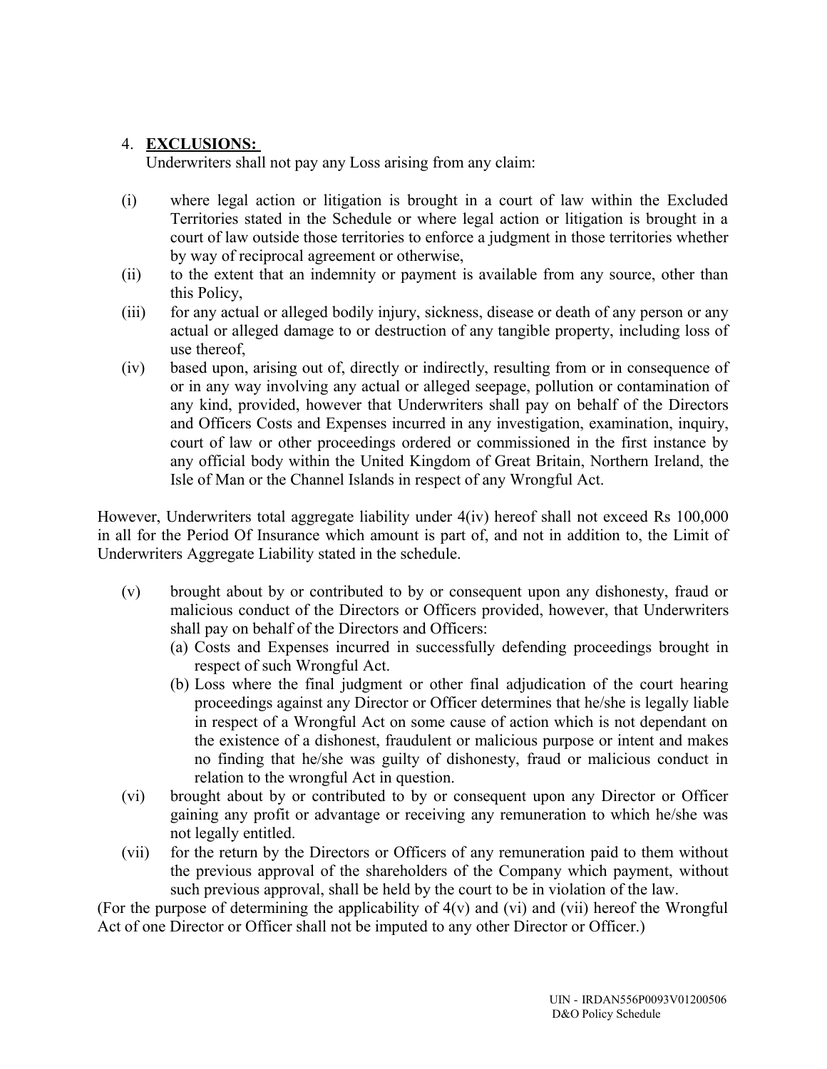4. **EXCLUSIONS:**

   Underwriters shall not pay any Loss arising from any claim:

(i) where legal action or litigation is brought in a court of law within the Excluded Territories stated in the Schedule or where legal action or litigation is brought in a court of law outside those territories to enforce a judgment in those territories whether by way of reciprocal agreement or otherwise,

(ii) to the extent that an indemnity or payment is available from any source, other than this Policy,

(iii) for any actual or alleged bodily injury, sickness, disease or death of any person or any actual or alleged damage to or destruction of any tangible property, including loss of use thereof,

(iv) based upon, arising out of, directly or indirectly, resulting from or in consequence of or in any way involving any actual or alleged seepage, pollution or contamination of any kind, provided, however that Underwriters shall pay on behalf of the Directors and Officers Costs and Expenses incurred in any investigation, examination, inquiry, court of law or other proceedings ordered or commissioned in the first instance by any official body within the United Kingdom of Great Britain, Northern Ireland, the Isle of Man or the Channel Islands in respect of any Wrongful Act.

However, Underwriters total aggregate liability under 4(iv) hereof shall not exceed Rs 100,000 in all for the Period Of Insurance which amount is part of, and not in addition to, the Limit of Underwriters Aggregate Liability stated in the schedule.

(v) brought about by or contributed to by or consequent upon any dishonesty, fraud or malicious conduct of the Directors or Officers provided, however, that Underwriters shall pay on behalf of the Directors and Officers:
   (a) Costs and Expenses incurred in successfully defending proceedings brought in respect of such Wrongful Act.
   (b) Loss where the final judgment or other final adjudication of the court hearing proceedings against any Director or Officer determines that he/she is legally liable in respect of a Wrongful Act on some cause of action which is not dependant on the existence of a dishonest, fraudulent or malicious purpose or intent and makes no finding that he/she was guilty of dishonesty, fraud or malicious conduct in relation to the wrongful Act in question.

(vi) brought about by or contributed to by or consequent upon any Director or Officer gaining any profit or advantage or receiving any remuneration to which he/she was not legally entitled.

(vii) for the return by the Directors or Officers of any remuneration paid to them without the previous approval of the shareholders of the Company which payment, without such previous approval, shall be held by the court to be in violation of the law.

(For the purpose of determining the applicability of 4(v) and (vi) and (vii) hereof the Wrongful Act of one Director or Officer shall not be imputed to any other Director or Officer.)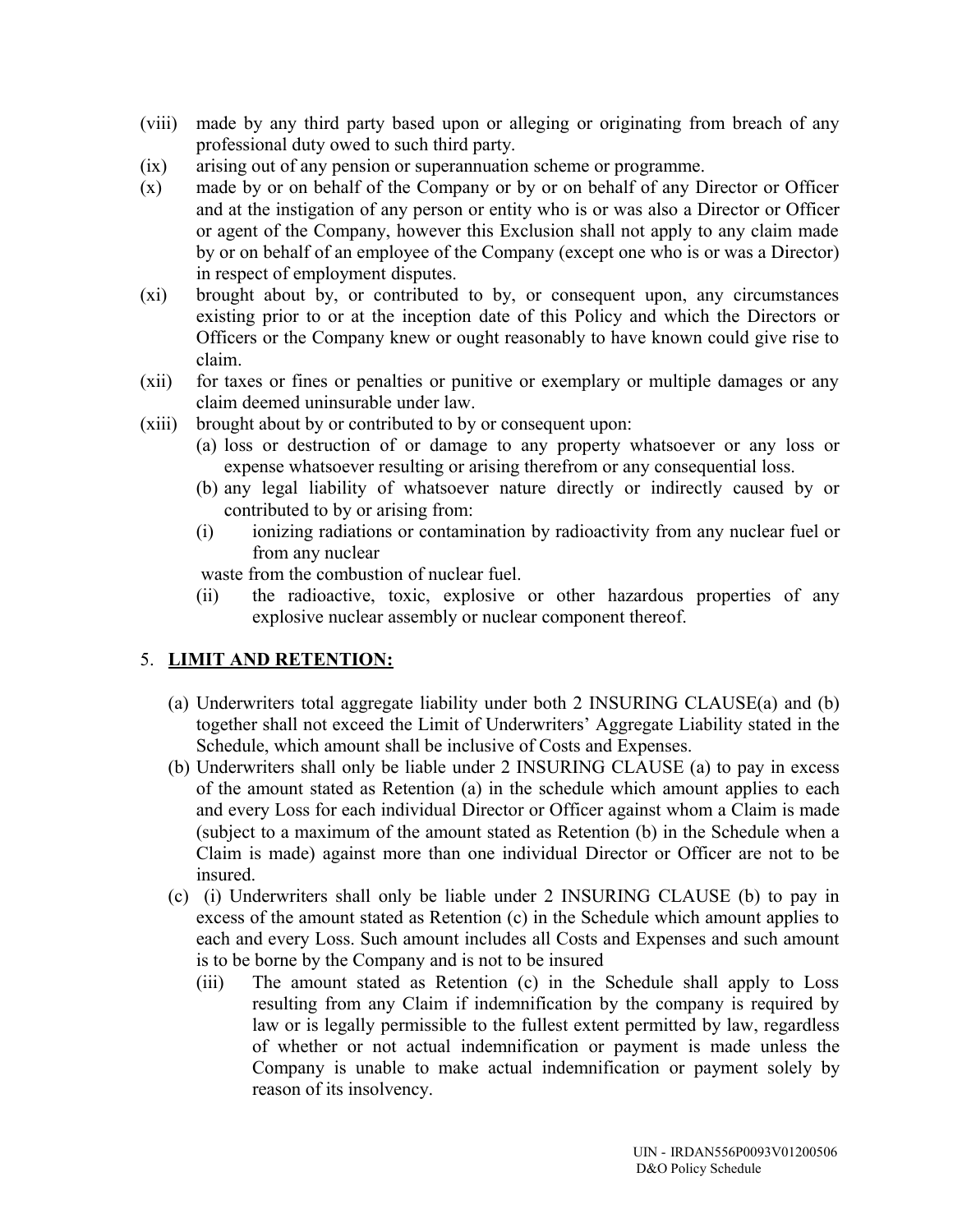(viii) made by any third party based upon or alleging or originating from breach of any professional duty owed to such third party.

(ix) arising out of any pension or superannuation scheme or programme.

(x) made by or on behalf of the Company or by or on behalf of any Director or Officer and at the instigation of any person or entity who is or was also a Director or Officer or agent of the Company, however this Exclusion shall not apply to any claim made by or on behalf of an employee of the Company (except one who is or was a Director) in respect of employment disputes.

(xi) brought about by, or contributed to by, or consequent upon, any circumstances existing prior to or at the inception date of this Policy and which the Directors or Officers or the Company knew or ought reasonably to have known could give rise to claim.

(xii) for taxes or fines or penalties or punitive or exemplary or multiple damages or any claim deemed uninsurable under law.

(xiii) brought about by or contributed to by or consequent upon:

   (a) loss or destruction of or damage to any property whatsoever or any loss or expense whatsoever resulting or arising therefrom or any consequential loss.

   (b) any legal liability of whatsoever nature directly or indirectly caused by or contributed to by or arising from:

   (i) ionizing radiations or contamination by radioactivity from any nuclear fuel or from any nuclear waste from the combustion of nuclear fuel.

   (ii) the radioactive, toxic, explosive or other hazardous properties of any explosive nuclear assembly or nuclear component thereof.

5. **LIMIT AND RETENTION:**

   (a) Underwriters total aggregate liability under both 2 INSURING CLAUSE(a) and (b) together shall not exceed the Limit of Underwriters' Aggregate Liability stated in the Schedule, which amount shall be inclusive of Costs and Expenses.

   (b) Underwriters shall only be liable under 2 INSURING CLAUSE (a) to pay in excess of the amount stated as Retention (a) in the schedule which amount applies to each and every Loss for each individual Director or Officer against whom a Claim is made (subject to a maximum of the amount stated as Retention (b) in the Schedule when a Claim is made) against more than one individual Director or Officer are not to be insured.

   (c) (i) Underwriters shall only be liable under 2 INSURING CLAUSE (b) to pay in excess of the amount stated as Retention (c) in the Schedule which amount applies to each and every Loss. Such amount includes all Costs and Expenses and such amount is to be borne by the Company and is not to be insured

   (iii) The amount stated as Retention (c) in the Schedule shall apply to Loss resulting from any Claim if indemnification by the company is required by law or is legally permissible to the fullest extent permitted by law, regardless of whether or not actual indemnification or payment is made unless the Company is unable to make actual indemnification or payment solely by reason of its insolvency.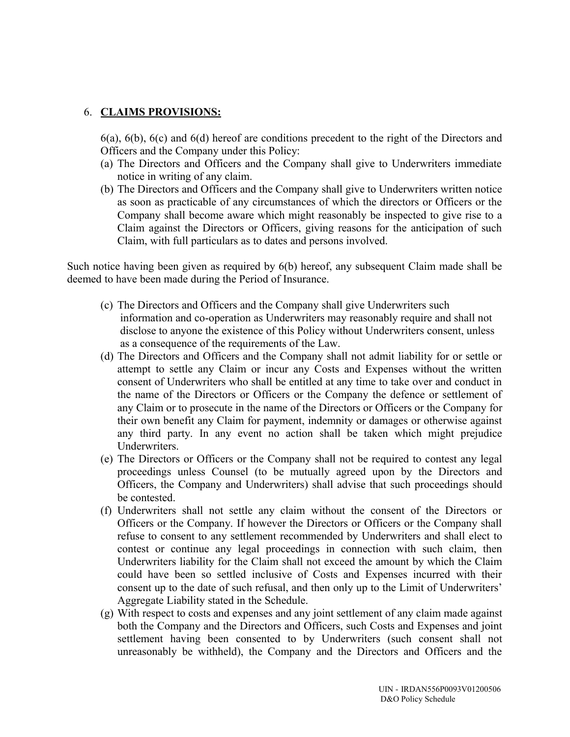## 6. **CLAIMS PROVISIONS:**

6(a), 6(b), 6(c) and 6(d) hereof are conditions precedent to the right of the Directors and Officers and the Company under this Policy:

(a) The Directors and Officers and the Company shall give to Underwriters immediate notice in writing of any claim.

(b) The Directors and Officers and the Company shall give to Underwriters written notice as soon as practicable of any circumstances of which the directors or Officers or the Company shall become aware which might reasonably be inspected to give rise to a Claim against the Directors or Officers, giving reasons for the anticipation of such Claim, with full particulars as to dates and persons involved.

Such notice having been given as required by 6(b) hereof, any subsequent Claim made shall be deemed to have been made during the Period of Insurance.

(c) The Directors and Officers and the Company shall give Underwriters such information and co-operation as Underwriters may reasonably require and shall not disclose to anyone the existence of this Policy without Underwriters consent, unless as a consequence of the requirements of the Law.

(d) The Directors and Officers and the Company shall not admit liability for or settle or attempt to settle any Claim or incur any Costs and Expenses without the written consent of Underwriters who shall be entitled at any time to take over and conduct in the name of the Directors or Officers or the Company the defence or settlement of any Claim or to prosecute in the name of the Directors or Officers or the Company for their own benefit any Claim for payment, indemnity or damages or otherwise against any third party. In any event no action shall be taken which might prejudice Underwriters.

(e) The Directors or Officers or the Company shall not be required to contest any legal proceedings unless Counsel (to be mutually agreed upon by the Directors and Officers, the Company and Underwriters) shall advise that such proceedings should be contested.

(f) Underwriters shall not settle any claim without the consent of the Directors or Officers or the Company. If however the Directors or Officers or the Company shall refuse to consent to any settlement recommended by Underwriters and shall elect to contest or continue any legal proceedings in connection with such claim, then Underwriters liability for the Claim shall not exceed the amount by which the Claim could have been so settled inclusive of Costs and Expenses incurred with their consent up to the date of such refusal, and then only up to the Limit of Underwriters' Aggregate Liability stated in the Schedule.

(g) With respect to costs and expenses and any joint settlement of any claim made against both the Company and the Directors and Officers, such Costs and Expenses and joint settlement having been consented to by Underwriters (such consent shall not unreasonably be withheld), the Company and the Directors and Officers and the

UIN - IRDAN556P0093V01200506
D&O Policy Schedule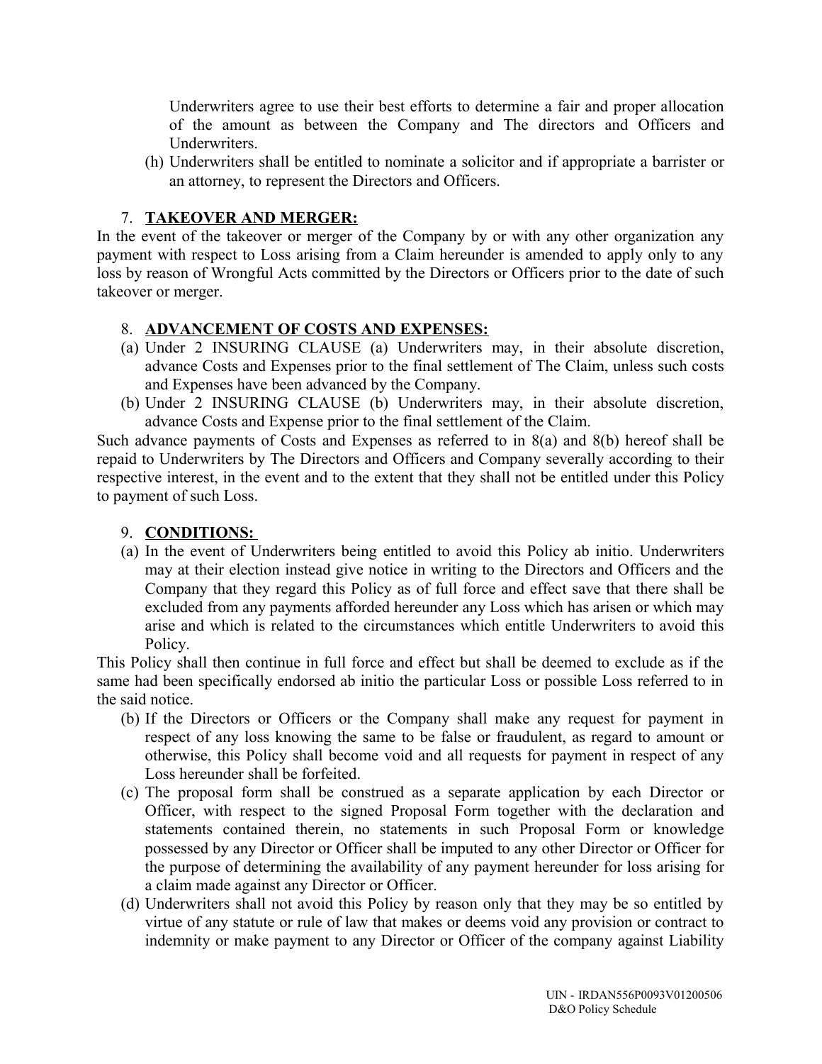Underwriters agree to use their best efforts to determine a fair and proper allocation of the amount as between the Company and The directors and Officers and Underwriters.

(h) Underwriters shall be entitled to nominate a solicitor and if appropriate a barrister or an attorney, to represent the Directors and Officers.

7. **TAKEOVER AND MERGER:**

In the event of the takeover or merger of the Company by or with any other organization any payment with respect to Loss arising from a Claim hereunder is amended to apply only to any loss by reason of Wrongful Acts committed by the Directors or Officers prior to the date of such takeover or merger.

8. **ADVANCEMENT OF COSTS AND EXPENSES:**

(a) Under 2 INSURING CLAUSE (a) Underwriters may, in their absolute discretion, advance Costs and Expenses prior to the final settlement of The Claim, unless such costs and Expenses have been advanced by the Company.

(b) Under 2 INSURING CLAUSE (b) Underwriters may, in their absolute discretion, advance Costs and Expense prior to the final settlement of the Claim.

Such advance payments of Costs and Expenses as referred to in 8(a) and 8(b) hereof shall be repaid to Underwriters by The Directors and Officers and Company severally according to their respective interest, in the event and to the extent that they shall not be entitled under this Policy to payment of such Loss.

9. **CONDITIONS:**

(a) In the event of Underwriters being entitled to avoid this Policy ab initio. Underwriters may at their election instead give notice in writing to the Directors and Officers and the Company that they regard this Policy as of full force and effect save that there shall be excluded from any payments afforded hereunder any Loss which has arisen or which may arise and which is related to the circumstances which entitle Underwriters to avoid this Policy.

This Policy shall then continue in full force and effect but shall be deemed to exclude as if the same had been specifically endorsed ab initio the particular Loss or possible Loss referred to in the said notice.

(b) If the Directors or Officers or the Company shall make any request for payment in respect of any loss knowing the same to be false or fraudulent, as regard to amount or otherwise, this Policy shall become void and all requests for payment in respect of any Loss hereunder shall be forfeited.

(c) The proposal form shall be construed as a separate application by each Director or Officer, with respect to the signed Proposal Form together with the declaration and statements contained therein, no statements in such Proposal Form or knowledge possessed by any Director or Officer shall be imputed to any other Director or Officer for the purpose of determining the availability of any payment hereunder for loss arising for a claim made against any Director or Officer.

(d) Underwriters shall not avoid this Policy by reason only that they may be so entitled by virtue of any statute or rule of law that makes or deems void any provision or contract to indemnity or make payment to any Director or Officer of the company against Liability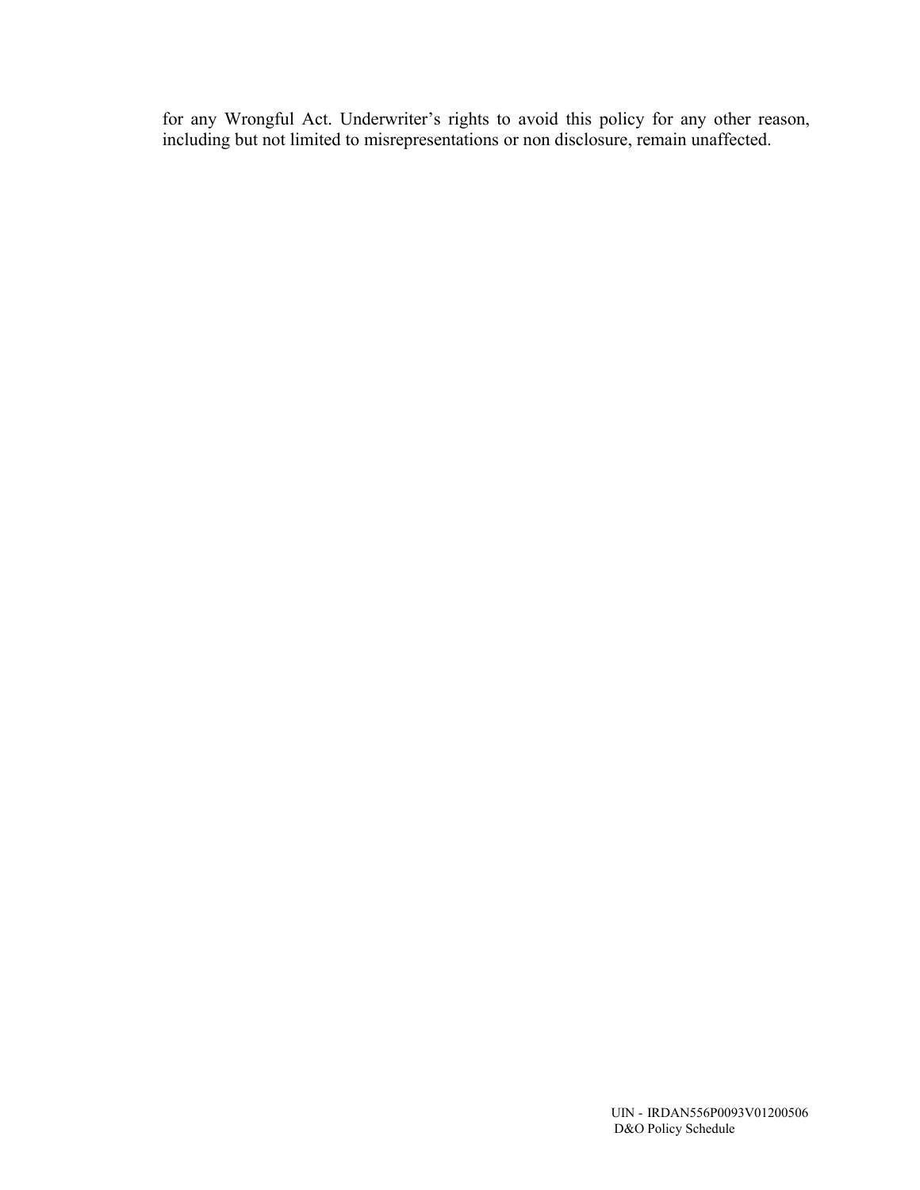for any Wrongful Act. Underwriter's rights to avoid this policy for any other reason, including but not limited to misrepresentations or non disclosure, remain unaffected.